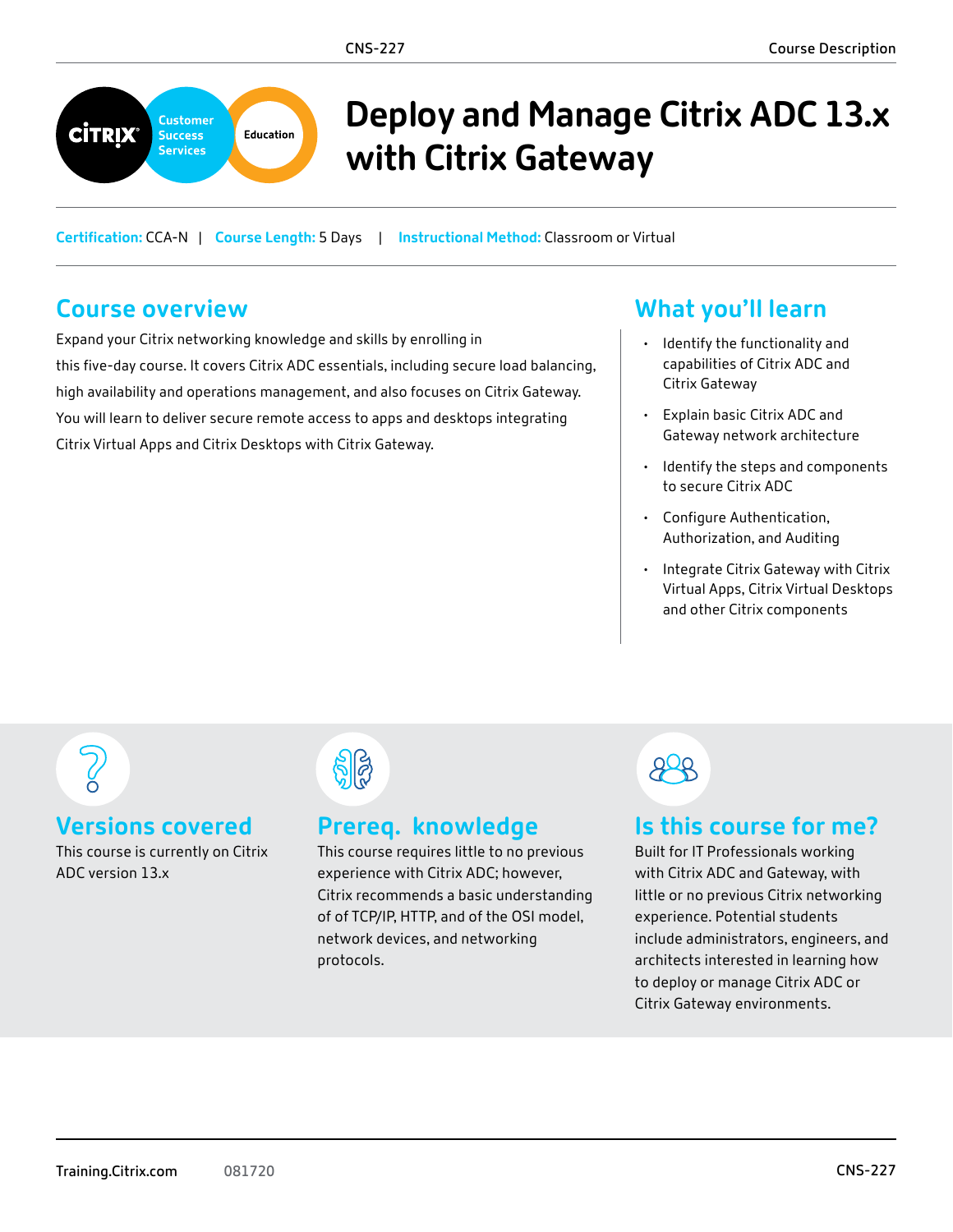# Deploy and Manage Citrix ADC 13.x with Citrix Gateway

**Certification:** CCA-N | **Course Length:** 5 Days | **Instructional Method:** Classroom or Virtual

## Course overview

Expand your Citrix networking knowledge and skills by enrolling in this five-day course. It covers Citrix ADC essentials, including secure load balancing, high availability and operations management, and also focuses on Citrix Gateway. You will learn to deliver secure remote access to apps and desktops integrating Citrix Virtual Apps and Citrix Desktops with Citrix Gateway.

## What you'll learn

- Identify the functionality and capabilities of Citrix ADC and Citrix Gateway
- Explain basic Citrix ADC and Gateway network architecture
- Identify the steps and components to secure Citrix ADC
- Configure Authentication, Authorization, and Auditing
- Integrate Citrix Gateway with Citrix Virtual Apps, Citrix Virtual Desktops and other Citrix components

## Versions covered

This course is currently on Citrix ADC version 13.x

## Prereq. knowledge

This course requires little to no previous experience with Citrix ADC; however, Citrix recommends a basic understanding of of TCP/IP, HTTP, and of the OSI model, network devices, and networking protocols.

## Is this course for me?

Built for IT Professionals working with Citrix ADC and Gateway, with little or no previous Citrix networking experience. Potential students include administrators, engineers, and architects interested in learning how to deploy or manage Citrix ADC or Citrix Gateway environments.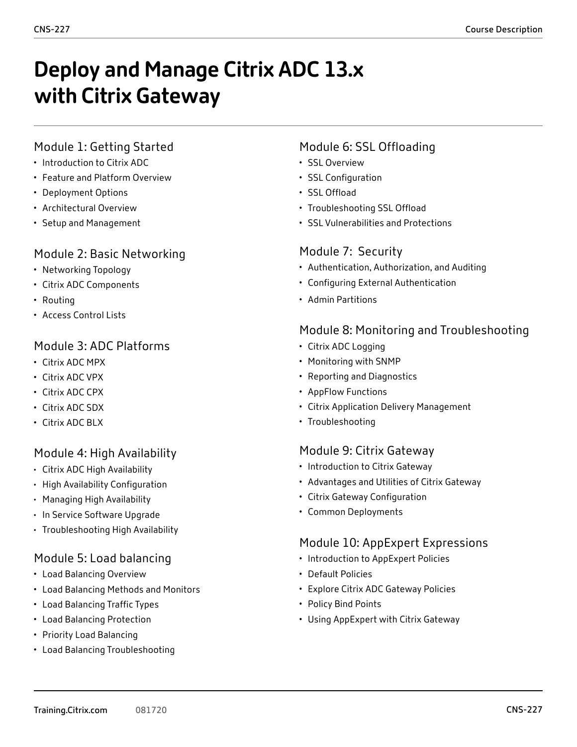# Deploy and Manage Citrix ADC 13.x with Citrix Gateway

## Module 1: Getting Started

- Introduction to Citrix ADC
- Feature and Platform Overview
- Deployment Options
- Architectural Overview
- Setup and Management

## Module 2: Basic Networking

- Networking Topology
- Citrix ADC Components
- Routing
- Access Control Lists

## Module 3: ADC Platforms

- Citrix ADC MPX
- Citrix ADC VPX
- Citrix ADC CPX
- Citrix ADC SDX
- Citrix ADC BLX

## Module 4: High Availability

- Citrix ADC High Availability
- High Availability Configuration
- Managing High Availability
- In Service Software Upgrade
- Troubleshooting High Availability

## Module 5: Load balancing

- Load Balancing Overview
- Load Balancing Methods and Monitors
- Load Balancing Traffic Types
- Load Balancing Protection
- Priority Load Balancing
- Load Balancing Troubleshooting

## Module 6: SSL Offloading

- SSL Overview
- SSL Configuration
- SSL Offload
- Troubleshooting SSL Offload
- SSL Vulnerabilities and Protections

## Module 7: Security

- Authentication, Authorization, and Auditing
- Configuring External Authentication
- Admin Partitions

## Module 8: Monitoring and Troubleshooting

- Citrix ADC Logging
- Monitoring with SNMP
- Reporting and Diagnostics
- AppFlow Functions
- Citrix Application Delivery Management
- Troubleshooting

## Module 9: Citrix Gateway

- Introduction to Citrix Gateway
- Advantages and Utilities of Citrix Gateway
- Citrix Gateway Configuration
- Common Deployments

## Module 10: AppExpert Expressions

- Introduction to AppExpert Policies
- Default Policies
- Explore Citrix ADC Gateway Policies
- Policy Bind Points
- Using AppExpert with Citrix Gateway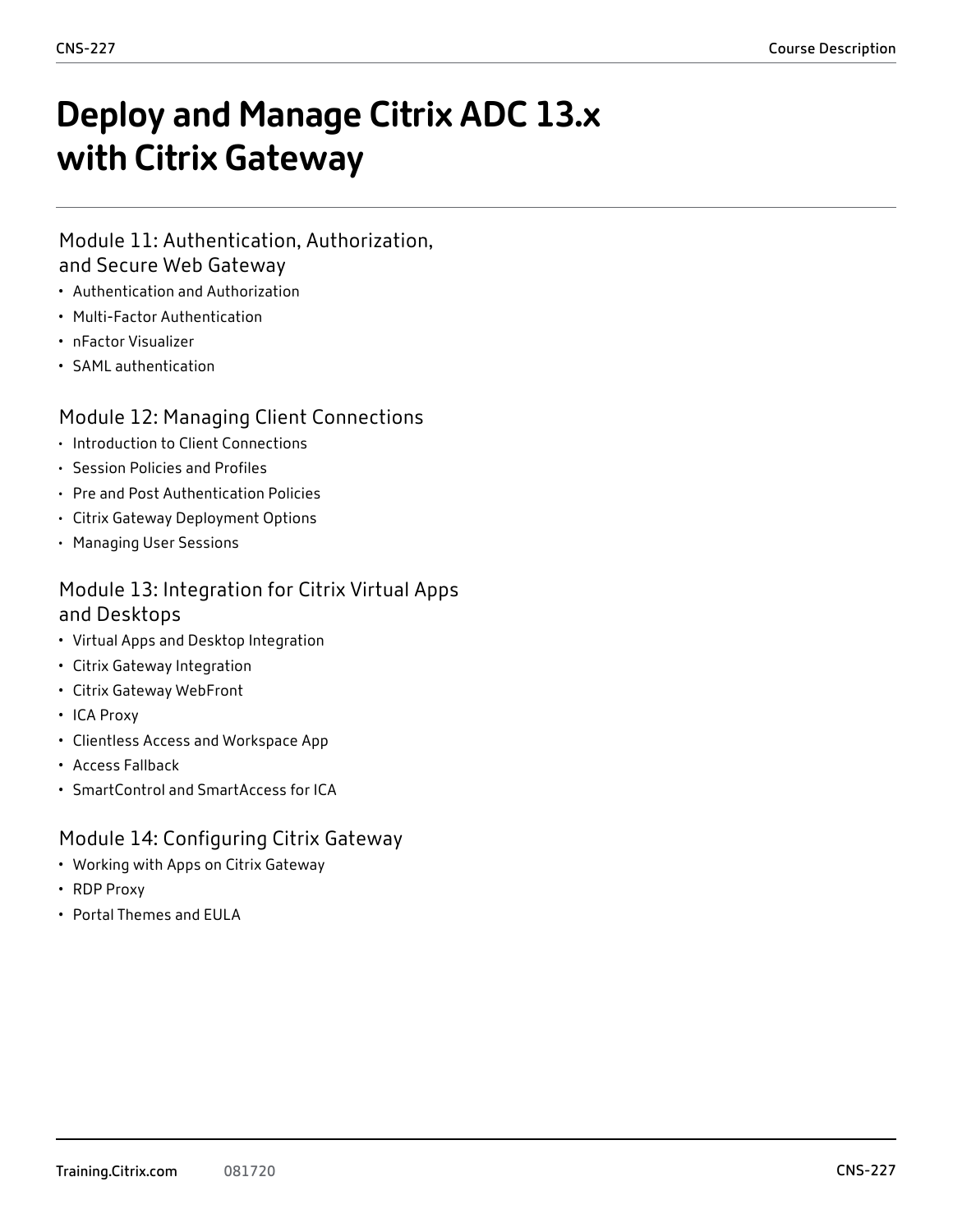# Deploy and Manage Citrix ADC 13.x with Citrix Gateway

## Module 11: Authentication, Authorization, and Secure Web Gateway

- Authentication and Authorization
- Multi-Factor Authentication
- nFactor Visualizer
- SAML authentication

## Module 12: Managing Client Connections

- Introduction to Client Connections
- Session Policies and Profiles
- Pre and Post Authentication Policies
- Citrix Gateway Deployment Options
- Managing User Sessions

## Module 13: Integration for Citrix Virtual Apps and Desktops

- Virtual Apps and Desktop Integration
- Citrix Gateway Integration
- Citrix Gateway WebFront
- ICA Proxy
- Clientless Access and Workspace App
- Access Fallback
- SmartControl and SmartAccess for ICA

## Module 14: Configuring Citrix Gateway

- Working with Apps on Citrix Gateway
- RDP Proxy
- Portal Themes and EULA